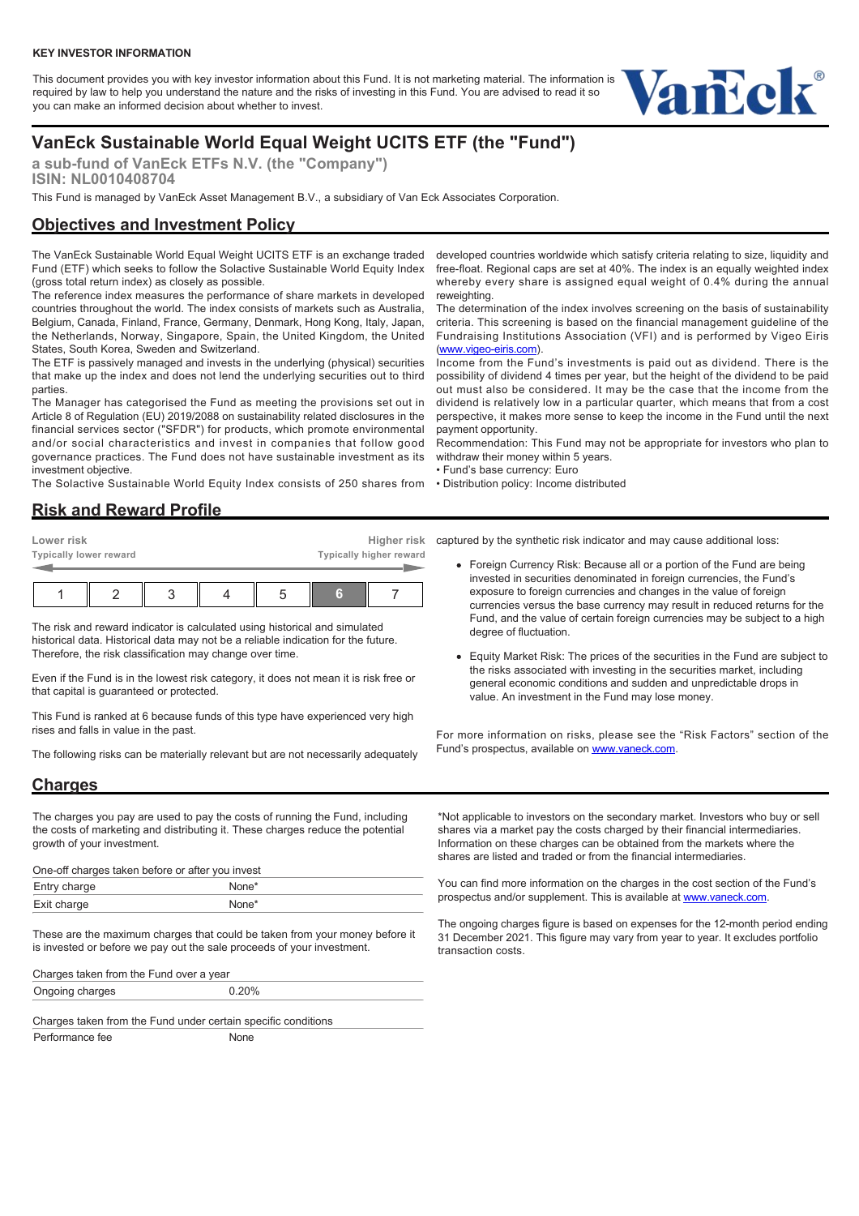**KEY INVESTOR INFORMATION**

This document provides you with key investor information about this Fund. It is not marketing material. The information is required by law to help you understand the nature and the risks of investing in this Fund. You are advised to read it so you can make an informed decision about whether to invest.

# VanEck Sustainable World Equal Weight UCITS ETF (the "Fund")

**a sub-fund of VanEck ETFs N.V. (the "Company")**
**ISIN: NL0010408704**

This Fund is managed by VanEck Asset Management B.V., a subsidiary of Van Eck Associates Corporation.

## Objectives and Investment Policy

The VanEck Sustainable World Equal Weight UCITS ETF is an exchange traded Fund (ETF) which seeks to follow the Solactive Sustainable World Equity Index (gross total return index) as closely as possible.

The reference index measures the performance of share markets in developed countries throughout the world. The index consists of markets such as Australia, Belgium, Canada, Finland, France, Germany, Denmark, Hong Kong, Italy, Japan, the Netherlands, Norway, Singapore, Spain, the United Kingdom, the United States, South Korea, Sweden and Switzerland.

The ETF is passively managed and invests in the underlying (physical) securities that make up the index and does not lend the underlying securities out to third parties.

The Manager has categorised the Fund as meeting the provisions set out in Article 8 of Regulation (EU) 2019/2088 on sustainability related disclosures in the financial services sector ("SFDR") for products, which promote environmental and/or social characteristics and invest in companies that follow good governance practices. The Fund does not have sustainable investment as its investment objective.

The Solactive Sustainable World Equity Index consists of 250 shares from developed countries worldwide which satisfy criteria relating to size, liquidity and free-float. Regional caps are set at 40%. The index is an equally weighted index whereby every share is assigned equal weight of 0.4% during the annual reweighting.

The determination of the index involves screening on the basis of sustainability criteria. This screening is based on the financial management guideline of the Fundraising Institutions Association (VFI) and is performed by Vigeo Eiris (www.vigeo-eiris.com).

Income from the Fund's investments is paid out as dividend. There is the possibility of dividend 4 times per year, but the height of the dividend to be paid out must also be considered. It may be the case that the income from the dividend is relatively low in a particular quarter, which means that from a cost perspective, it makes more sense to keep the income in the Fund until the next payment opportunity.

Recommendation: This Fund may not be appropriate for investors who plan to withdraw their money within 5 years.

- Fund's base currency: Euro
- Distribution policy: Income distributed

## Risk and Reward Profile

| Lower risk<br>Typically lower reward | | | | | | Higher risk<br>Typically higher reward |
|---|---|---|---|---|---|---|
| 1 | 2 | 3 | 4 | 5 | **6** | 7 |

The risk and reward indicator is calculated using historical and simulated historical data. Historical data may not be a reliable indication for the future. Therefore, the risk classification may change over time.

Even if the Fund is in the lowest risk category, it does not mean it is risk free or that capital is guaranteed or protected.

This Fund is ranked at 6 because funds of this type have experienced very high rises and falls in value in the past.

The following risks can be materially relevant but are not necessarily adequately captured by the synthetic risk indicator and may cause additional loss:

- Foreign Currency Risk: Because all or a portion of the Fund are being invested in securities denominated in foreign currencies, the Fund's exposure to foreign currencies and changes in the value of foreign currencies versus the base currency may result in reduced returns for the Fund, and the value of certain foreign currencies may be subject to a high degree of fluctuation.
- Equity Market Risk: The prices of the securities in the Fund are subject to the risks associated with investing in the securities market, including general economic conditions and sudden and unpredictable drops in value. An investment in the Fund may lose money.

For more information on risks, please see the "Risk Factors" section of the Fund's prospectus, available on www.vaneck.com.

## Charges

The charges you pay are used to pay the costs of running the Fund, including the costs of marketing and distributing it. These charges reduce the potential growth of your investment.

| One-off charges taken before or after you invest | |
|---|---|
| Entry charge | None* |
| Exit charge | None* |

These are the maximum charges that could be taken from your money before it is invested or before we pay out the sale proceeds of your investment.

| Charges taken from the Fund over a year | |
|---|---|
| Ongoing charges | 0.20% |

| Charges taken from the Fund under certain specific conditions | |
|---|---|
| Performance fee | None |

*Not applicable to investors on the secondary market. Investors who buy or sell shares via a market pay the costs charged by their financial intermediaries. Information on these charges can be obtained from the markets where the shares are listed and traded or from the financial intermediaries.

You can find more information on the charges in the cost section of the Fund's prospectus and/or supplement. This is available at www.vaneck.com.

The ongoing charges figure is based on expenses for the 12-month period ending 31 December 2021. This figure may vary from year to year. It excludes portfolio transaction costs.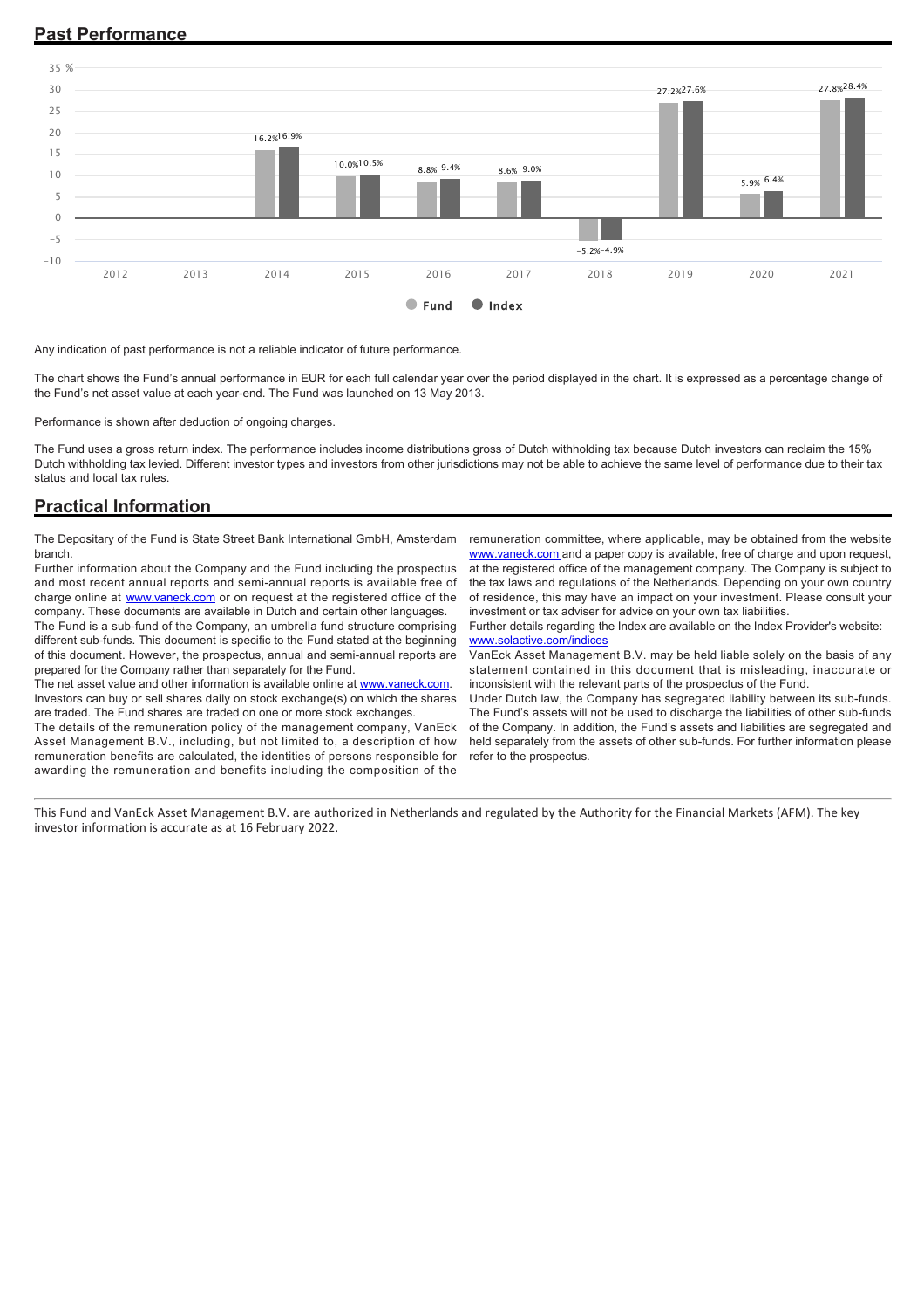## Past Performance

35 %
30
25
20
15
10
5
0
−5
−10

16.2% 16.9%
10.0% 10.5%
8.8% 9.4%
8.6% 9.0%
−5.2% −4.9%
27.2% 27.6%
5.9% 6.4%
27.8% 28.4%

2012 2013 2014 2015 2016 2017 2018 2019 2020 2021

Fund Index

Any indication of past performance is not a reliable indicator of future performance.

The chart shows the Fund's annual performance in EUR for each full calendar year over the period displayed in the chart. It is expressed as a percentage change of the Fund's net asset value at each year-end. The Fund was launched on 13 May 2013.

Performance is shown after deduction of ongoing charges.

The Fund uses a gross return index. The performance includes income distributions gross of Dutch withholding tax because Dutch investors can reclaim the 15% Dutch withholding tax levied. Different investor types and investors from other jurisdictions may not be able to achieve the same level of performance due to their tax status and local tax rules.

## Practical Information

The Depositary of the Fund is State Street Bank International GmbH, Amsterdam branch.

Further information about the Company and the Fund including the prospectus and most recent annual reports and semi-annual reports is available free of charge online at www.vaneck.com or on request at the registered office of the company. These documents are available in Dutch and certain other languages.

The Fund is a sub-fund of the Company, an umbrella fund structure comprising different sub-funds. This document is specific to the Fund stated at the beginning of this document. However, the prospectus, annual and semi-annual reports are prepared for the Company rather than separately for the Fund.

The net asset value and other information is available online at www.vaneck.com.

Investors can buy or sell shares daily on stock exchange(s) on which the shares are traded. The Fund shares are traded on one or more stock exchanges.

The details of the remuneration policy of the management company, VanEck Asset Management B.V., including, but not limited to, a description of how remuneration benefits are calculated, the identities of persons responsible for awarding the remuneration and benefits including the composition of the remuneration committee, where applicable, may be obtained from the website www.vaneck.com and a paper copy is available, free of charge and upon request, at the registered office of the management company. The Company is subject to the tax laws and regulations of the Netherlands. Depending on your own country of residence, this may have an impact on your investment. Please consult your investment or tax adviser for advice on your own tax liabilities.

Further details regarding the Index are available on the Index Provider's website: www.solactive.com/indices

VanEck Asset Management B.V. may be held liable solely on the basis of any statement contained in this document that is misleading, inaccurate or inconsistent with the relevant parts of the prospectus of the Fund.

Under Dutch law, the Company has segregated liability between its sub-funds. The Fund's assets will not be used to discharge the liabilities of other sub-funds of the Company. In addition, the Fund's assets and liabilities are segregated and held separately from the assets of other sub-funds. For further information please refer to the prospectus.

---

This Fund and VanEck Asset Management B.V. are authorized in Netherlands and regulated by the Authority for the Financial Markets (AFM). The key investor information is accurate as at 16 February 2022.